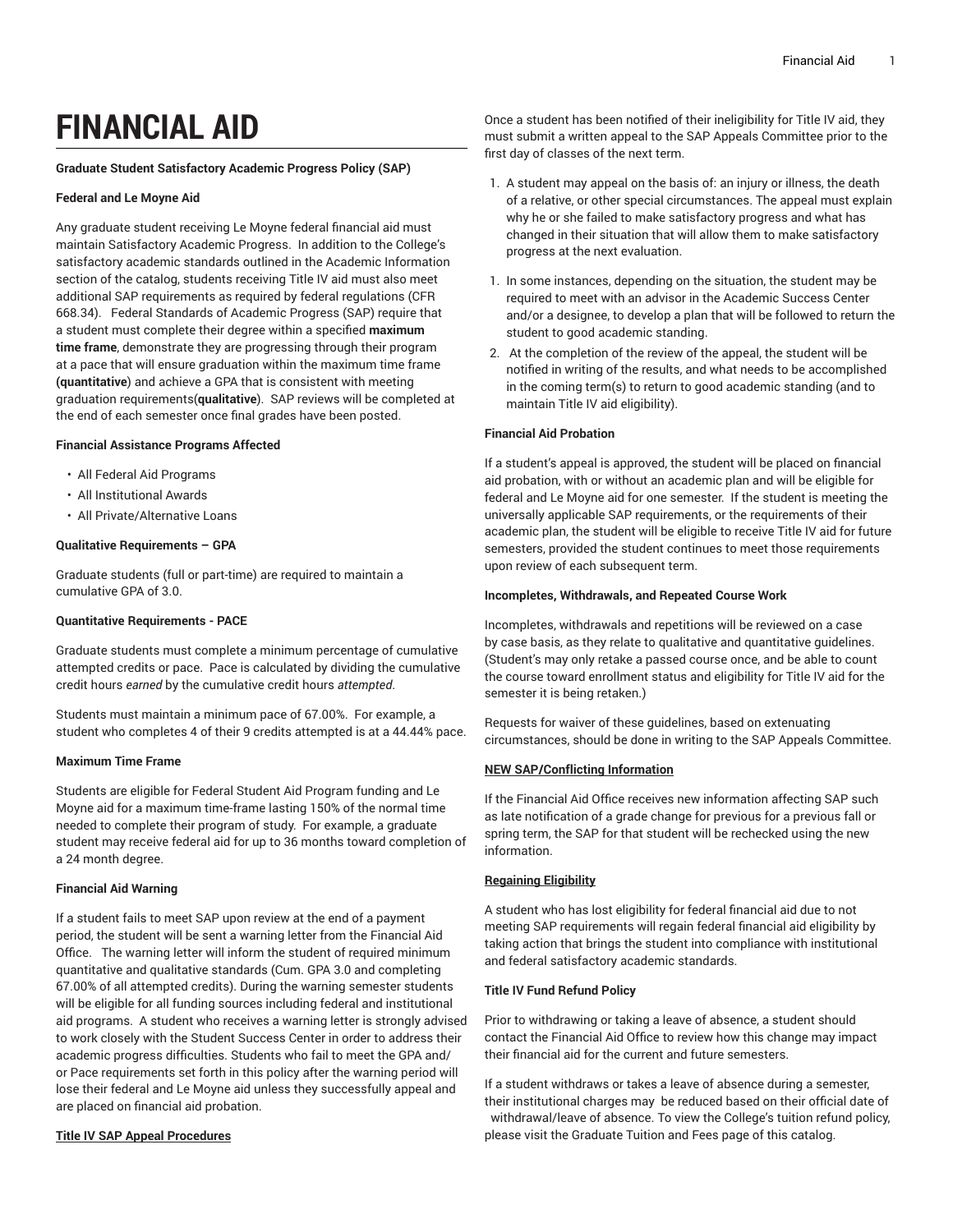# FINANCIAL AID

**Graduate Student Satisfactory Academic Progress Policy (SAP)**

**Federal and Le Moyne Aid**

Any graduate student receiving Le Moyne federal financial aid must maintain Satisfactory Academic Progress. In addition to the College's satisfactory academic standards outlined in the Academic Information section of the catalog, students receiving Title IV aid must also meet additional SAP requirements as required by federal regulations (CFR 668.34). Federal Standards of Academic Progress (SAP) require that a student must complete their degree within a specified **maximum time frame**, demonstrate they are progressing through their program at a pace that will ensure graduation within the maximum time frame **(quantitative)** and achieve a GPA that is consistent with meeting graduation requirements(**qualitative**). SAP reviews will be completed at the end of each semester once final grades have been posted.

**Financial Assistance Programs Affected**

- All Federal Aid Programs
- All Institutional Awards
- All Private/Alternative Loans

**Qualitative Requirements – GPA**

Graduate students (full or part-time) are required to maintain a cumulative GPA of 3.0.

**Quantitative Requirements - PACE**

Graduate students must complete a minimum percentage of cumulative attempted credits or pace. Pace is calculated by dividing the cumulative credit hours *earned* by the cumulative credit hours *attempted*.

Students must maintain a minimum pace of 67.00%. For example, a student who completes 4 of their 9 credits attempted is at a 44.44% pace.

**Maximum Time Frame**

Students are eligible for Federal Student Aid Program funding and Le Moyne aid for a maximum time-frame lasting 150% of the normal time needed to complete their program of study. For example, a graduate student may receive federal aid for up to 36 months toward completion of a 24 month degree.

**Financial Aid Warning**

If a student fails to meet SAP upon review at the end of a payment period, the student will be sent a warning letter from the Financial Aid Office. The warning letter will inform the student of required minimum quantitative and qualitative standards (Cum. GPA 3.0 and completing 67.00% of all attempted credits). During the warning semester students will be eligible for all funding sources including federal and institutional aid programs. A student who receives a warning letter is strongly advised to work closely with the Student Success Center in order to address their academic progress difficulties. Students who fail to meet the GPA and/or Pace requirements set forth in this policy after the warning period will lose their federal and Le Moyne aid unless they successfully appeal and are placed on financial aid probation.

**Title IV SAP Appeal Procedures**

Once a student has been notified of their ineligibility for Title IV aid, they must submit a written appeal to the SAP Appeals Committee prior to the first day of classes of the next term.

1. A student may appeal on the basis of: an injury or illness, the death of a relative, or other special circumstances. The appeal must explain why he or she failed to make satisfactory progress and what has changed in their situation that will allow them to make satisfactory progress at the next evaluation.

1. In some instances, depending on the situation, the student may be required to meet with an advisor in the Academic Success Center and/or a designee, to develop a plan that will be followed to return the student to good academic standing.
2. At the completion of the review of the appeal, the student will be notified in writing of the results, and what needs to be accomplished in the coming term(s) to return to good academic standing (and to maintain Title IV aid eligibility).

**Financial Aid Probation**

If a student's appeal is approved, the student will be placed on financial aid probation, with or without an academic plan and will be eligible for federal and Le Moyne aid for one semester. If the student is meeting the universally applicable SAP requirements, or the requirements of their academic plan, the student will be eligible to receive Title IV aid for future semesters, provided the student continues to meet those requirements upon review of each subsequent term.

**Incompletes, Withdrawals, and Repeated Course Work**

Incompletes, withdrawals and repetitions will be reviewed on a case by case basis, as they relate to qualitative and quantitative guidelines. (Student's may only retake a passed course once, and be able to count the course toward enrollment status and eligibility for Title IV aid for the semester it is being retaken.)

Requests for waiver of these guidelines, based on extenuating circumstances, should be done in writing to the SAP Appeals Committee.

**NEW SAP/Conflicting Information**

If the Financial Aid Office receives new information affecting SAP such as late notification of a grade change for previous for a previous fall or spring term, the SAP for that student will be rechecked using the new information.

**Regaining Eligibility**

A student who has lost eligibility for federal financial aid due to not meeting SAP requirements will regain federal financial aid eligibility by taking action that brings the student into compliance with institutional and federal satisfactory academic standards.

**Title IV Fund Refund Policy**

Prior to withdrawing or taking a leave of absence, a student should contact the Financial Aid Office to review how this change may impact their financial aid for the current and future semesters.

If a student withdraws or takes a leave of absence during a semester, their institutional charges may be reduced based on their official date of withdrawal/leave of absence. To view the College's tuition refund policy, please visit the Graduate Tuition and Fees page of this catalog.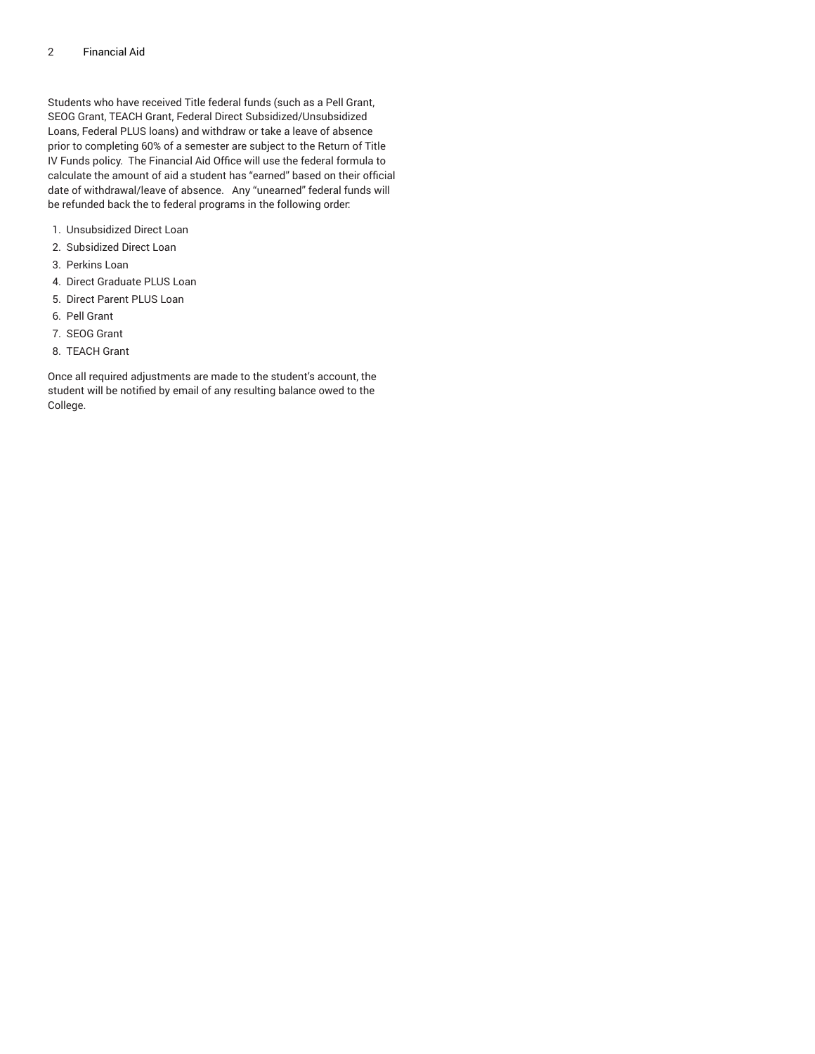Students who have received Title federal funds (such as a Pell Grant, SEOG Grant, TEACH Grant, Federal Direct Subsidized/Unsubsidized Loans, Federal PLUS loans) and withdraw or take a leave of absence prior to completing 60% of a semester are subject to the Return of Title IV Funds policy. The Financial Aid Office will use the federal formula to calculate the amount of aid a student has "earned" based on their official date of withdrawal/leave of absence. Any "unearned" federal funds will be refunded back the to federal programs in the following order:

1. Unsubsidized Direct Loan
2. Subsidized Direct Loan
3. Perkins Loan
4. Direct Graduate PLUS Loan
5. Direct Parent PLUS Loan
6. Pell Grant
7. SEOG Grant
8. TEACH Grant

Once all required adjustments are made to the student's account, the student will be notified by email of any resulting balance owed to the College.